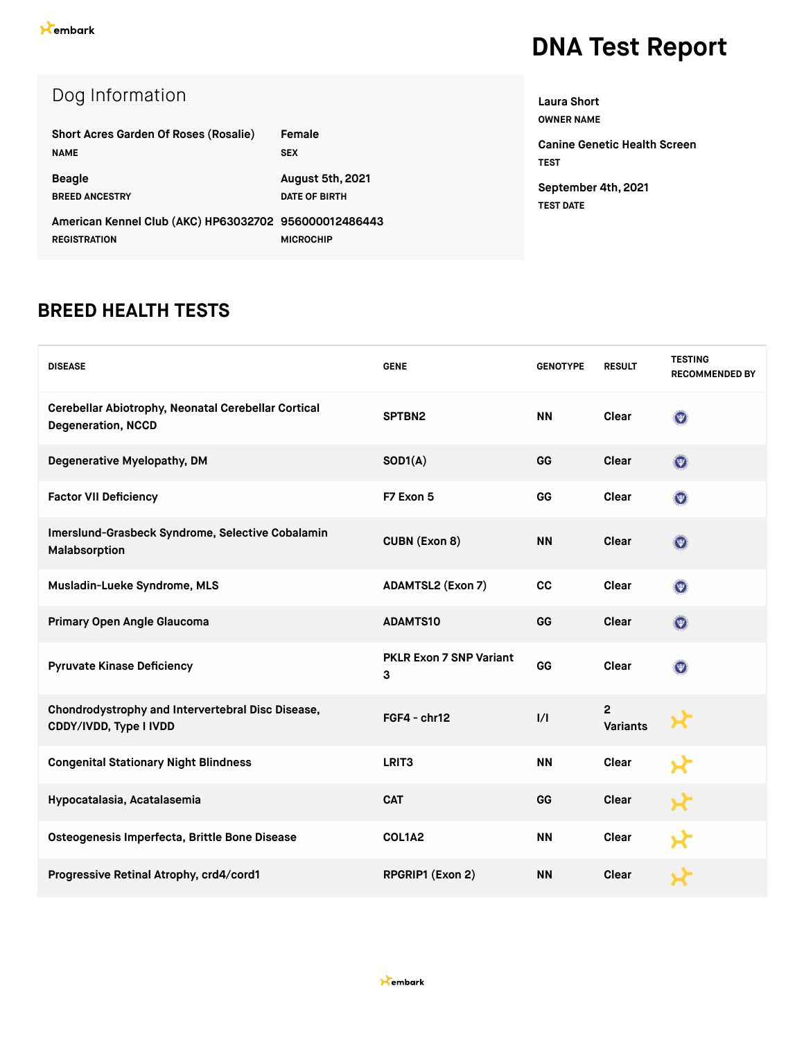embark

# DNA Test Report

## Dog Information

| | |
|---|---|
| **Short Acres Garden Of Roses (Rosalie)**<br>NAME | **Female**<br>SEX |
| **Beagle**<br>BREED ANCESTRY | **August 5th, 2021**<br>DATE OF BIRTH |
| **American Kennel Club (AKC) HP63032702**<br>REGISTRATION | **956000012486443**<br>MICROCHIP |

**Laura Short**
OWNER NAME

**Canine Genetic Health Screen**
TEST

**September 4th, 2021**
TEST DATE

## BREED HEALTH TESTS

| DISEASE | GENE | GENOTYPE | RESULT | TESTING RECOMMENDED BY |
|---|---|---|---|---|
| Cerebellar Abiotrophy, Neonatal Cerebellar Cortical Degeneration, NCCD | SPTBN2 | NN | Clear | |
| Degenerative Myelopathy, DM | SOD1(A) | GG | Clear | |
| Factor VII Deficiency | F7 Exon 5 | GG | Clear | |
| Imerslund-Grasbeck Syndrome, Selective Cobalamin Malabsorption | CUBN (Exon 8) | NN | Clear | |
| Musladin-Lueke Syndrome, MLS | ADAMTSL2 (Exon 7) | CC | Clear | |
| Primary Open Angle Glaucoma | ADAMTS10 | GG | Clear | |
| Pyruvate Kinase Deficiency | PKLR Exon 7 SNP Variant 3 | GG | Clear | |
| Chondrodystrophy and Intervertebral Disc Disease, CDDY/IVDD, Type I IVDD | FGF4 - chr12 | I/I | 2 Variants | |
| Congenital Stationary Night Blindness | LRIT3 | NN | Clear | |
| Hypocatalasia, Acatalasemia | CAT | GG | Clear | |
| Osteogenesis Imperfecta, Brittle Bone Disease | COL1A2 | NN | Clear | |
| Progressive Retinal Atrophy, crd4/cord1 | RPGRIP1 (Exon 2) | NN | Clear | |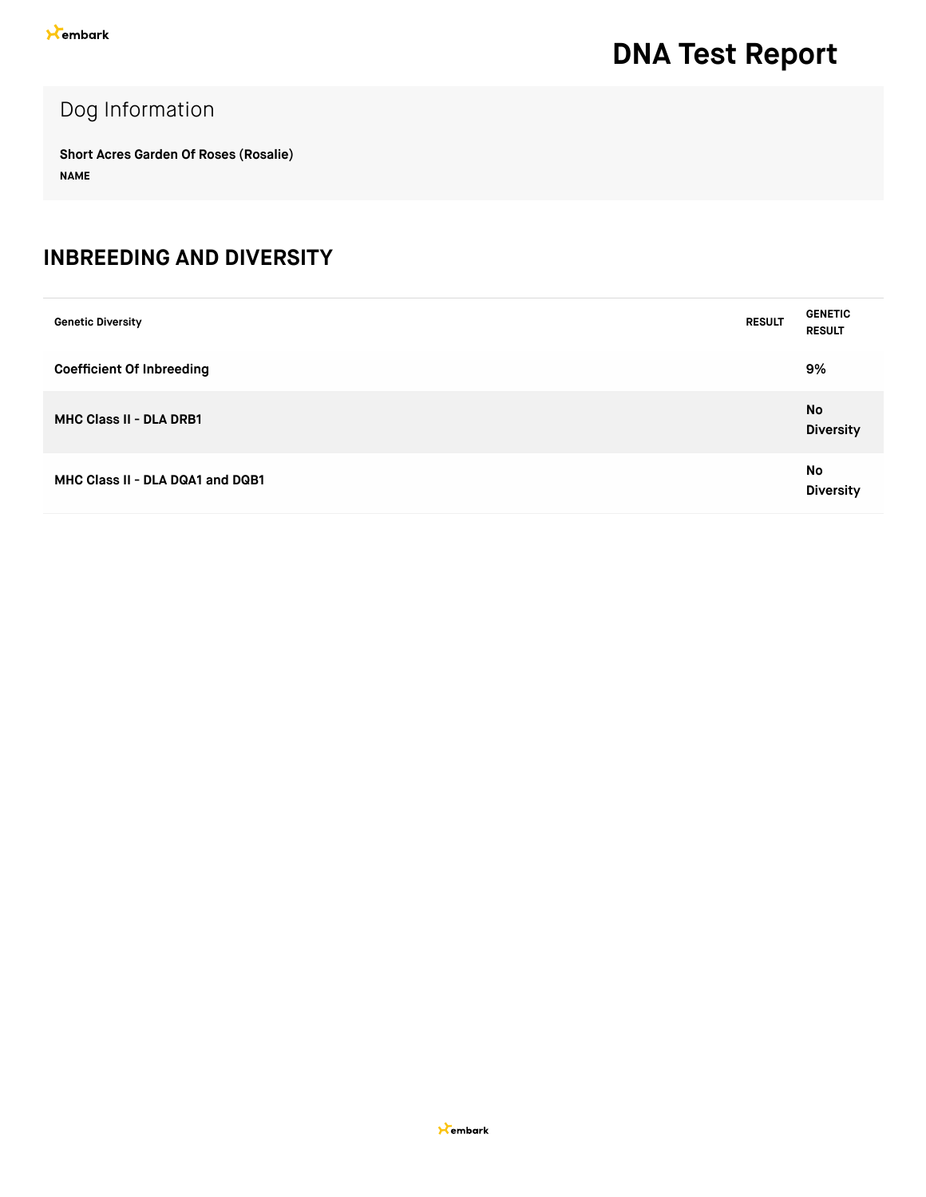# DNA Test Report

## Dog Information

**Short Acres Garden Of Roses (Rosalie)**
**NAME**

## INBREEDING AND DIVERSITY

| Genetic Diversity | RESULT | GENETIC RESULT |
|---|---|---|
| **Coefficient Of Inbreeding** | | **9%** |
| **MHC Class II - DLA DRB1** | | **No Diversity** |
| **MHC Class II - DLA DQA1 and DQB1** | | **No Diversity** |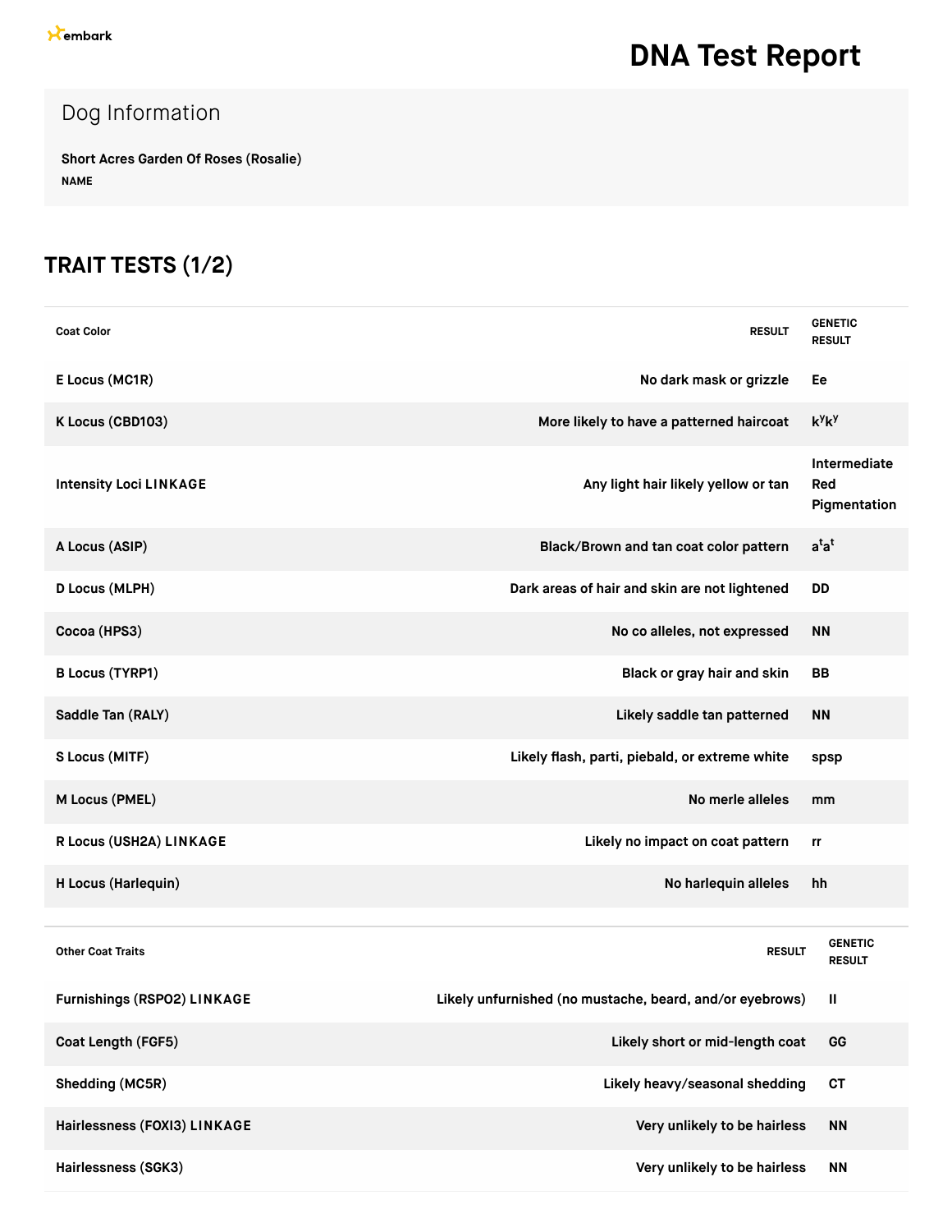embark

# DNA Test Report

## Dog Information

**Short Acres Garden Of Roses (Rosalie)**
NAME

## TRAIT TESTS (1/2)

| Coat Color | RESULT | GENETIC RESULT |
| --- | --- | --- |
| E Locus (MC1R) | No dark mask or grizzle | Ee |
| K Locus (CBD103) | More likely to have a patterned haircoat | $k^yk^y$ |
| Intensity Loci LINKAGE | Any light hair likely yellow or tan | Intermediate Red Pigmentation |
| A Locus (ASIP) | Black/Brown and tan coat color pattern | $a^ta^t$ |
| D Locus (MLPH) | Dark areas of hair and skin are not lightened | DD |
| Cocoa (HPS3) | No co alleles, not expressed | NN |
| B Locus (TYRP1) | Black or gray hair and skin | BB |
| Saddle Tan (RALY) | Likely saddle tan patterned | NN |
| S Locus (MITF) | Likely flash, parti, piebald, or extreme white | spsp |
| M Locus (PMEL) | No merle alleles | mm |
| R Locus (USH2A) LINKAGE | Likely no impact on coat pattern | rr |
| H Locus (Harlequin) | No harlequin alleles | hh |

| Other Coat Traits | RESULT | GENETIC RESULT |
| --- | --- | --- |
| Furnishings (RSPO2) LINKAGE | Likely unfurnished (no mustache, beard, and/or eyebrows) | II |
| Coat Length (FGF5) | Likely short or mid-length coat | GG |
| Shedding (MC5R) | Likely heavy/seasonal shedding | CT |
| Hairlessness (FOXI3) LINKAGE | Very unlikely to be hairless | NN |
| Hairlessness (SGK3) | Very unlikely to be hairless | NN |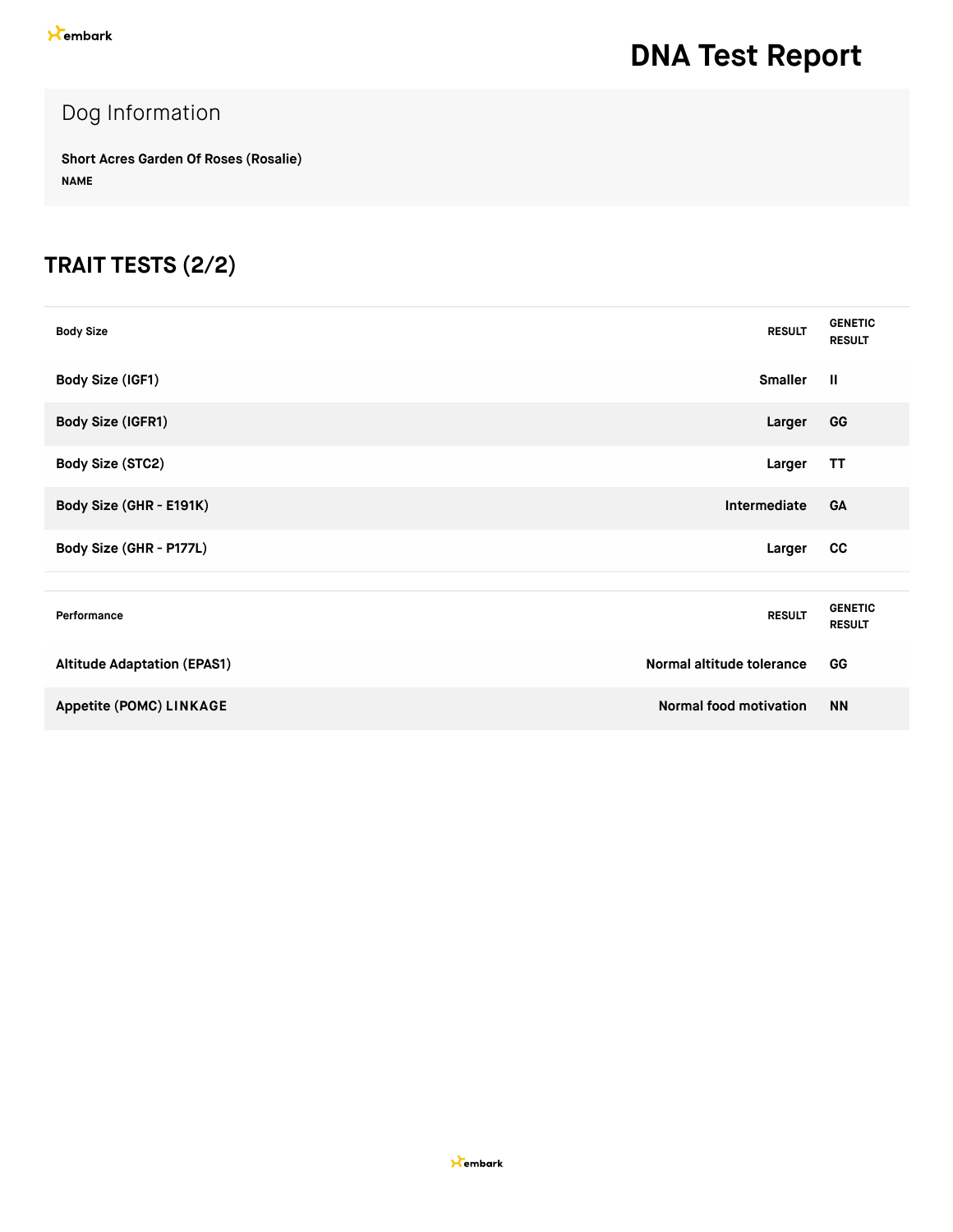# DNA Test Report

## Dog Information

**Short Acres Garden Of Roses (Rosalie)**
NAME

## TRAIT TESTS (2/2)

| Body Size | RESULT | GENETIC RESULT |
|---|---|---|
| Body Size (IGF1) | Smaller | II |
| Body Size (IGFR1) | Larger | GG |
| Body Size (STC2) | Larger | TT |
| Body Size (GHR - E191K) | Intermediate | GA |
| Body Size (GHR - P177L) | Larger | CC |

| Performance | RESULT | GENETIC RESULT |
|---|---|---|
| Altitude Adaptation (EPAS1) | Normal altitude tolerance | GG |
| Appetite (POMC) LINKAGE | Normal food motivation | NN |